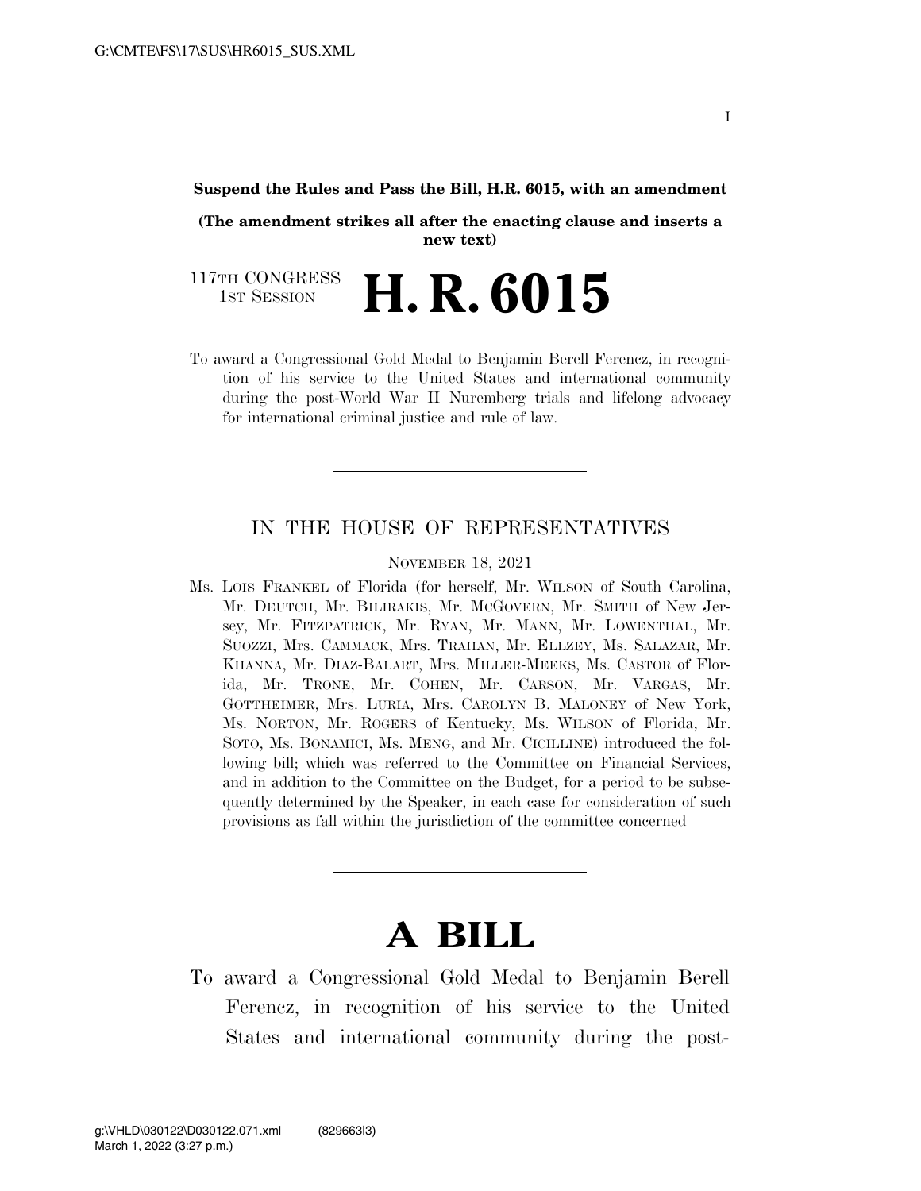**Suspend the Rules and Pass the Bill, H.R. 6015, with an amendment**

**(The amendment strikes all after the enacting clause and inserts a new text)**

117TH CONGRESS
1ST SESSION

# H. R. 6015

To award a Congressional Gold Medal to Benjamin Berell Ferencz, in recognition of his service to the United States and international community during the post-World War II Nuremberg trials and lifelong advocacy for international criminal justice and rule of law.

---

IN THE HOUSE OF REPRESENTATIVES

NOVEMBER 18, 2021

Ms. LOIS FRANKEL of Florida (for herself, Mr. WILSON of South Carolina, Mr. DEUTCH, Mr. BILIRAKIS, Mr. MCGOVERN, Mr. SMITH of New Jersey, Mr. FITZPATRICK, Mr. RYAN, Mr. MANN, Mr. LOWENTHAL, Mr. SUOZZI, Mrs. CAMMACK, Mrs. TRAHAN, Mr. ELLZEY, Ms. SALAZAR, Mr. KHANNA, Mr. DIAZ-BALART, Mrs. MILLER-MEEKS, Ms. CASTOR of Florida, Mr. TRONE, Mr. COHEN, Mr. CARSON, Mr. VARGAS, Mr. GOTTHEIMER, Mrs. LURIA, Mrs. CAROLYN B. MALONEY of New York, Ms. NORTON, Mr. ROGERS of Kentucky, Ms. WILSON of Florida, Mr. SOTO, Ms. BONAMICI, Ms. MENG, and Mr. CICILLINE) introduced the following bill; which was referred to the Committee on Financial Services, and in addition to the Committee on the Budget, for a period to be subsequently determined by the Speaker, in each case for consideration of such provisions as fall within the jurisdiction of the committee concerned

---

# A BILL

To award a Congressional Gold Medal to Benjamin Berell Ferencz, in recognition of his service to the United States and international community during the post-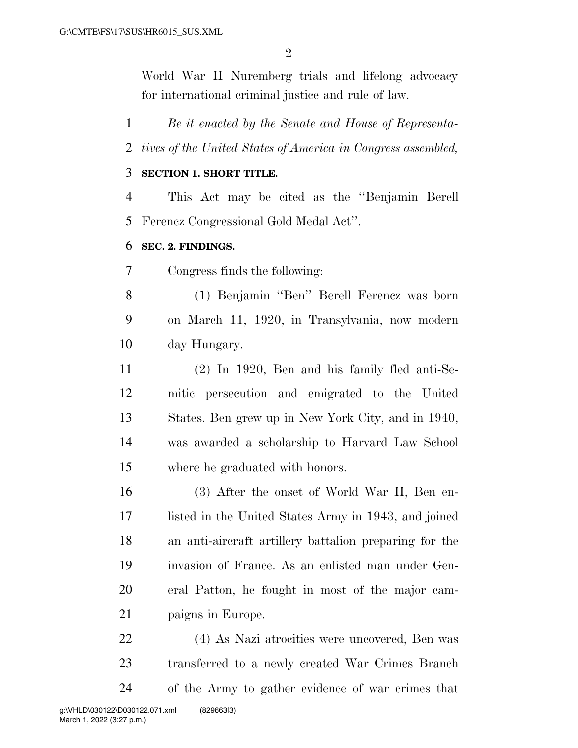World War II Nuremberg trials and lifelong advocacy for international criminal justice and rule of law.

*Be it enacted by the Senate and House of Representatives of the United States of America in Congress assembled,*

**SECTION 1. SHORT TITLE.**

This Act may be cited as the ''Benjamin Berell Ferencz Congressional Gold Medal Act''.

**SEC. 2. FINDINGS.**

Congress finds the following:

(1) Benjamin ''Ben'' Berell Ferencz was born on March 11, 1920, in Transylvania, now modern day Hungary.

(2) In 1920, Ben and his family fled anti-Semitic persecution and emigrated to the United States. Ben grew up in New York City, and in 1940, was awarded a scholarship to Harvard Law School where he graduated with honors.

(3) After the onset of World War II, Ben enlisted in the United States Army in 1943, and joined an anti-aircraft artillery battalion preparing for the invasion of France. As an enlisted man under General Patton, he fought in most of the major campaigns in Europe.

(4) As Nazi atrocities were uncovered, Ben was transferred to a newly created War Crimes Branch of the Army to gather evidence of war crimes that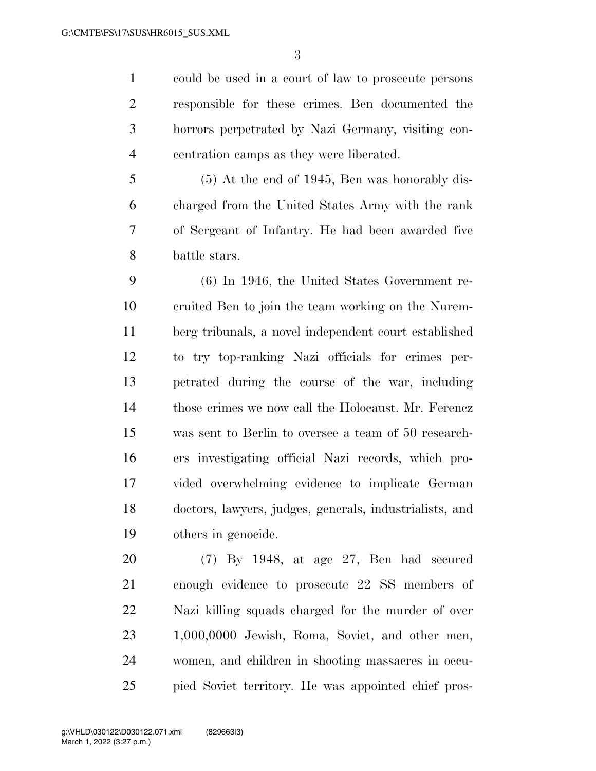could be used in a court of law to prosecute persons responsible for these crimes. Ben documented the horrors perpetrated by Nazi Germany, visiting concentration camps as they were liberated.

(5) At the end of 1945, Ben was honorably discharged from the United States Army with the rank of Sergeant of Infantry. He had been awarded five battle stars.

(6) In 1946, the United States Government recruited Ben to join the team working on the Nuremberg tribunals, a novel independent court established to try top-ranking Nazi officials for crimes perpetrated during the course of the war, including those crimes we now call the Holocaust. Mr. Ferencz was sent to Berlin to oversee a team of 50 researchers investigating official Nazi records, which provided overwhelming evidence to implicate German doctors, lawyers, judges, generals, industrialists, and others in genocide.

(7) By 1948, at age 27, Ben had secured enough evidence to prosecute 22 SS members of Nazi killing squads charged for the murder of over 1,000,0000 Jewish, Roma, Soviet, and other men, women, and children in shooting massacres in occupied Soviet territory. He was appointed chief pros-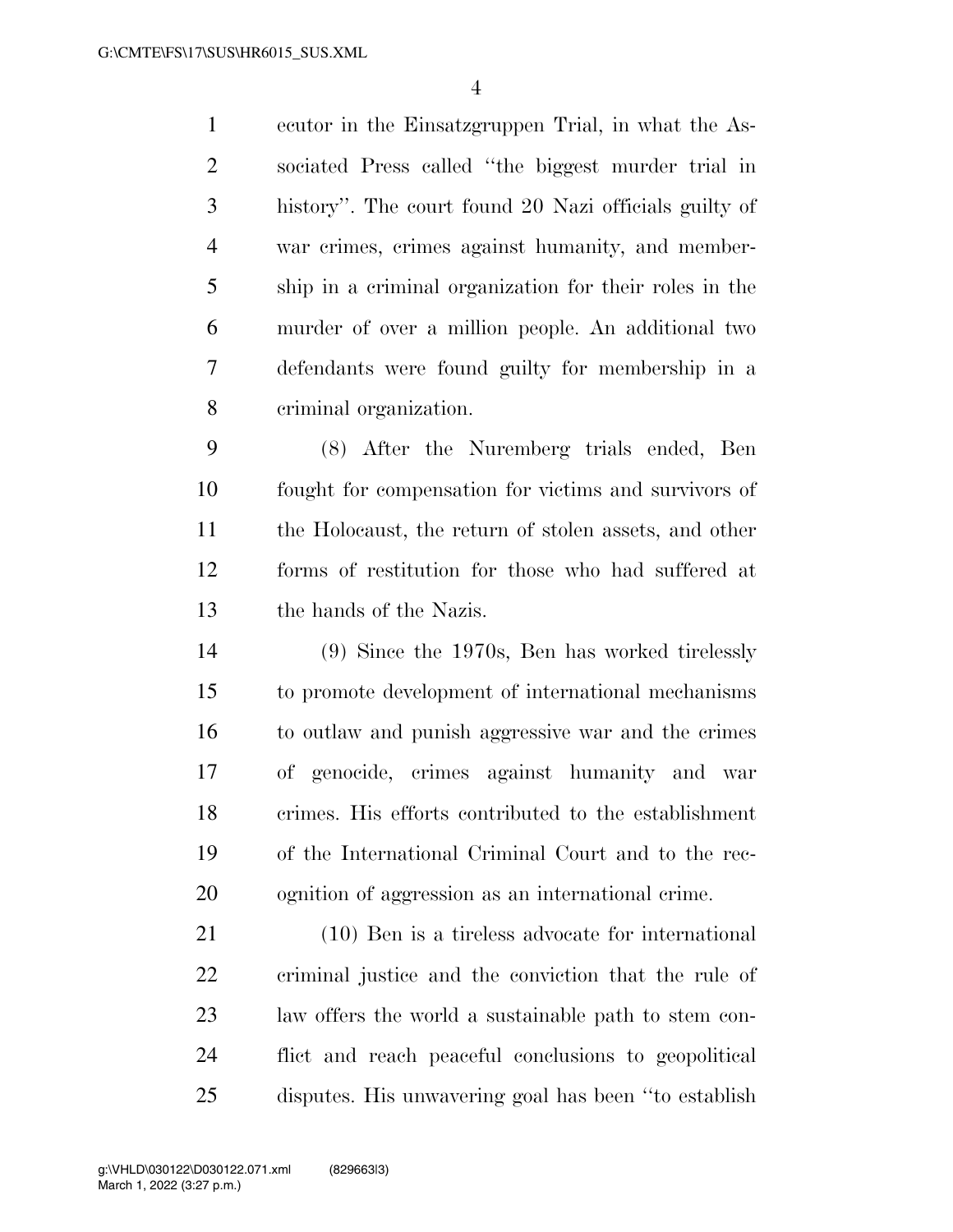ecutor in the Einsatzgruppen Trial, in what the Associated Press called ''the biggest murder trial in history''. The court found 20 Nazi officials guilty of war crimes, crimes against humanity, and membership in a criminal organization for their roles in the murder of over a million people. An additional two defendants were found guilty for membership in a criminal organization.

(8) After the Nuremberg trials ended, Ben fought for compensation for victims and survivors of the Holocaust, the return of stolen assets, and other forms of restitution for those who had suffered at the hands of the Nazis.

(9) Since the 1970s, Ben has worked tirelessly to promote development of international mechanisms to outlaw and punish aggressive war and the crimes of genocide, crimes against humanity and war crimes. His efforts contributed to the establishment of the International Criminal Court and to the recognition of aggression as an international crime.

(10) Ben is a tireless advocate for international criminal justice and the conviction that the rule of law offers the world a sustainable path to stem conflict and reach peaceful conclusions to geopolitical disputes. His unwavering goal has been ''to establish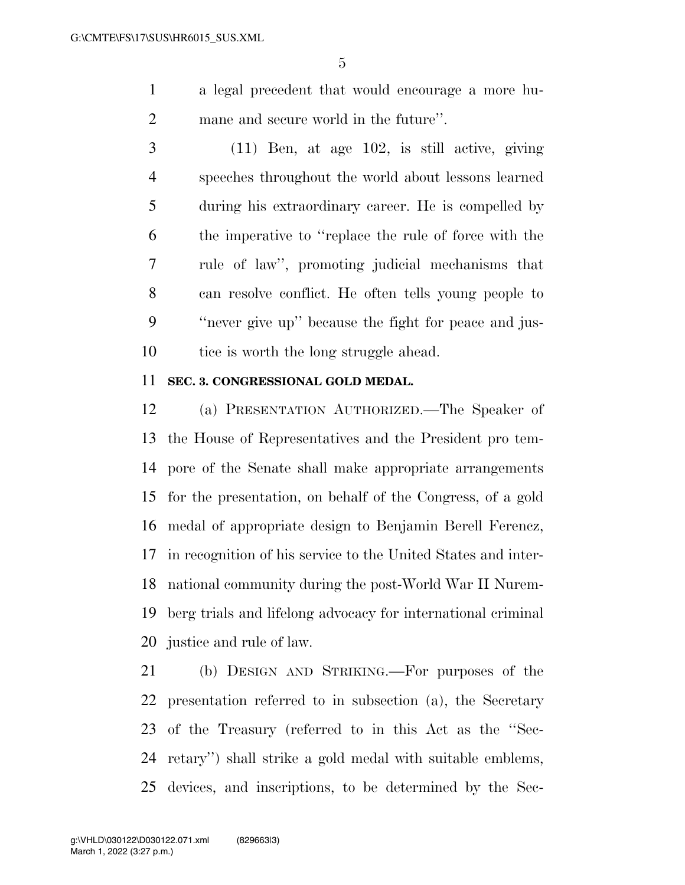a legal precedent that would encourage a more humane and secure world in the future''.

(11) Ben, at age 102, is still active, giving speeches throughout the world about lessons learned during his extraordinary career. He is compelled by the imperative to ''replace the rule of force with the rule of law'', promoting judicial mechanisms that can resolve conflict. He often tells young people to ''never give up'' because the fight for peace and justice is worth the long struggle ahead.

**SEC. 3. CONGRESSIONAL GOLD MEDAL.**

(a) PRESENTATION AUTHORIZED.—The Speaker of the House of Representatives and the President pro tempore of the Senate shall make appropriate arrangements for the presentation, on behalf of the Congress, of a gold medal of appropriate design to Benjamin Berell Ferencz, in recognition of his service to the United States and international community during the post-World War II Nuremberg trials and lifelong advocacy for international criminal justice and rule of law.

(b) DESIGN AND STRIKING.—For purposes of the presentation referred to in subsection (a), the Secretary of the Treasury (referred to in this Act as the ''Secretary'') shall strike a gold medal with suitable emblems, devices, and inscriptions, to be determined by the Sec-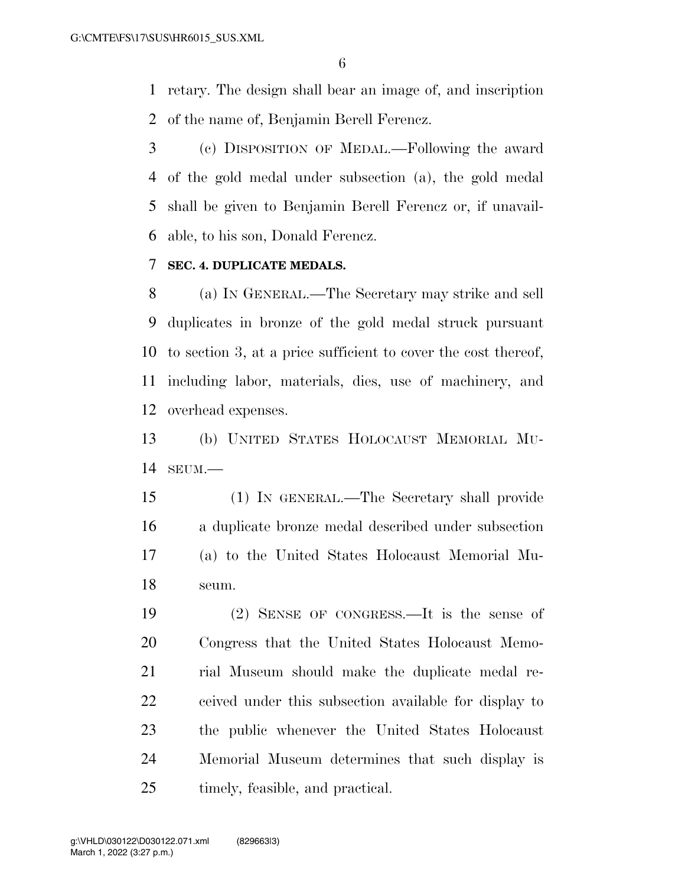retary. The design shall bear an image of, and inscription of the name of, Benjamin Berell Ferencz.

(c) DISPOSITION OF MEDAL.—Following the award of the gold medal under subsection (a), the gold medal shall be given to Benjamin Berell Ferencz or, if unavailable, to his son, Donald Ferencz.

**SEC. 4. DUPLICATE MEDALS.**

(a) IN GENERAL.—The Secretary may strike and sell duplicates in bronze of the gold medal struck pursuant to section 3, at a price sufficient to cover the cost thereof, including labor, materials, dies, use of machinery, and overhead expenses.

(b) UNITED STATES HOLOCAUST MEMORIAL MUSEUM.—

(1) IN GENERAL.—The Secretary shall provide a duplicate bronze medal described under subsection (a) to the United States Holocaust Memorial Museum.

(2) SENSE OF CONGRESS.—It is the sense of Congress that the United States Holocaust Memorial Museum should make the duplicate medal received under this subsection available for display to the public whenever the United States Holocaust Memorial Museum determines that such display is timely, feasible, and practical.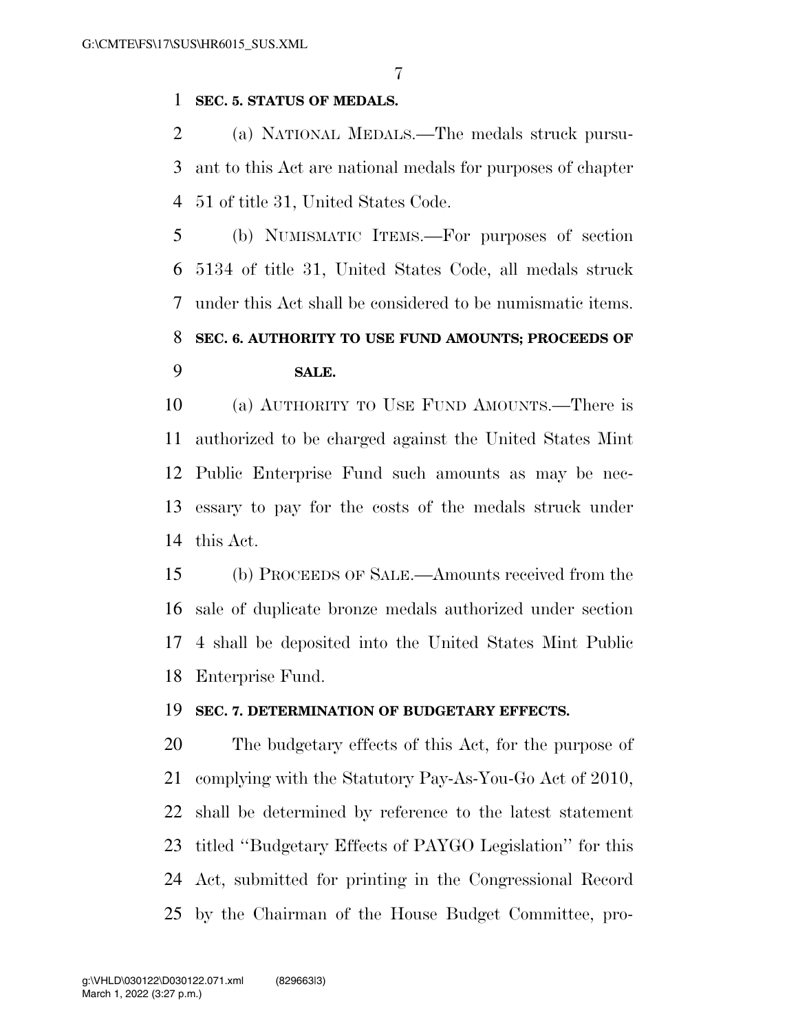**SEC. 5. STATUS OF MEDALS.**

(a) NATIONAL MEDALS.—The medals struck pursuant to this Act are national medals for purposes of chapter 51 of title 31, United States Code.

(b) NUMISMATIC ITEMS.—For purposes of section 5134 of title 31, United States Code, all medals struck under this Act shall be considered to be numismatic items.

**SEC. 6. AUTHORITY TO USE FUND AMOUNTS; PROCEEDS OF SALE.**

(a) AUTHORITY TO USE FUND AMOUNTS.—There is authorized to be charged against the United States Mint Public Enterprise Fund such amounts as may be necessary to pay for the costs of the medals struck under this Act.

(b) PROCEEDS OF SALE.—Amounts received from the sale of duplicate bronze medals authorized under section 4 shall be deposited into the United States Mint Public Enterprise Fund.

**SEC. 7. DETERMINATION OF BUDGETARY EFFECTS.**

The budgetary effects of this Act, for the purpose of complying with the Statutory Pay-As-You-Go Act of 2010, shall be determined by reference to the latest statement titled ''Budgetary Effects of PAYGO Legislation'' for this Act, submitted for printing in the Congressional Record by the Chairman of the House Budget Committee, pro-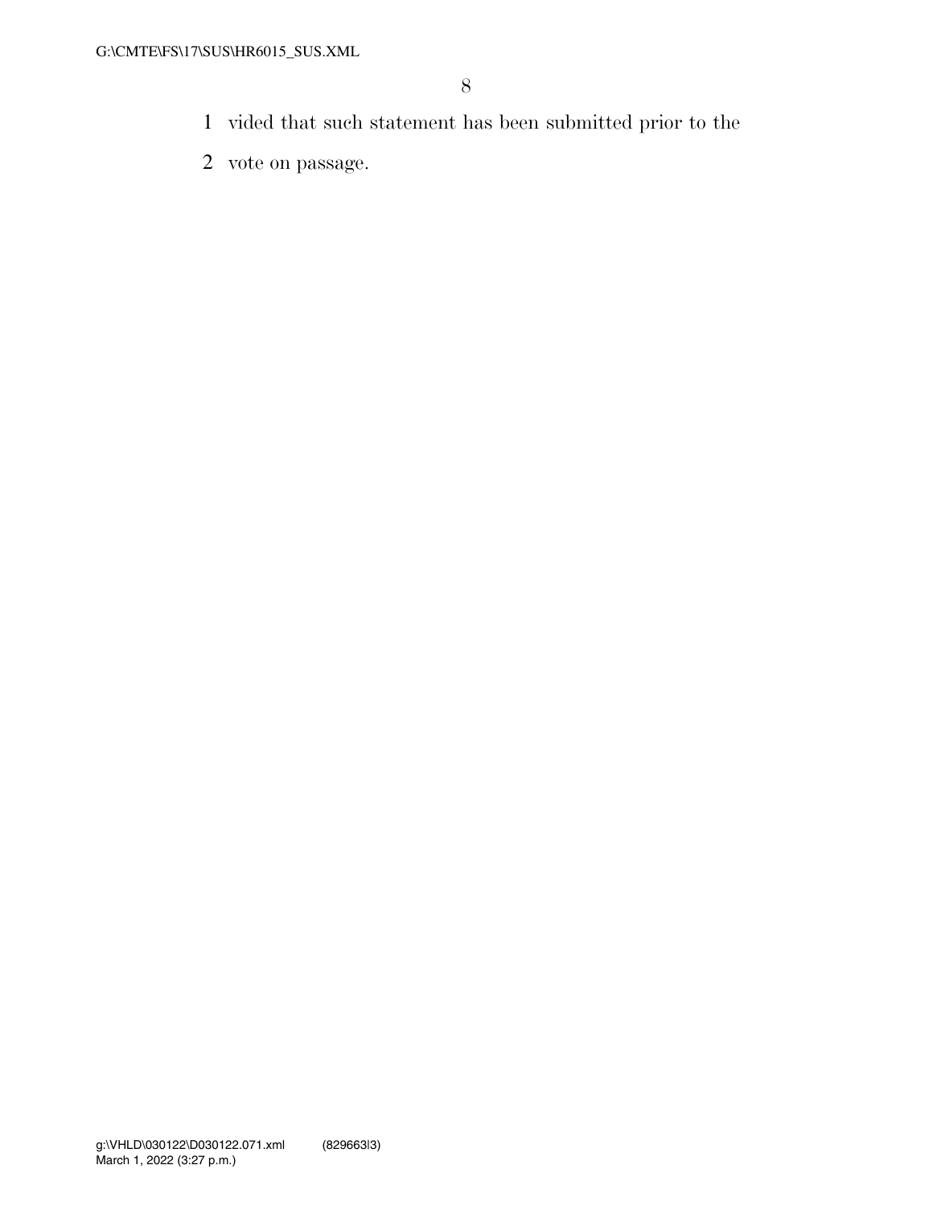vided that such statement has been submitted prior to the vote on passage.